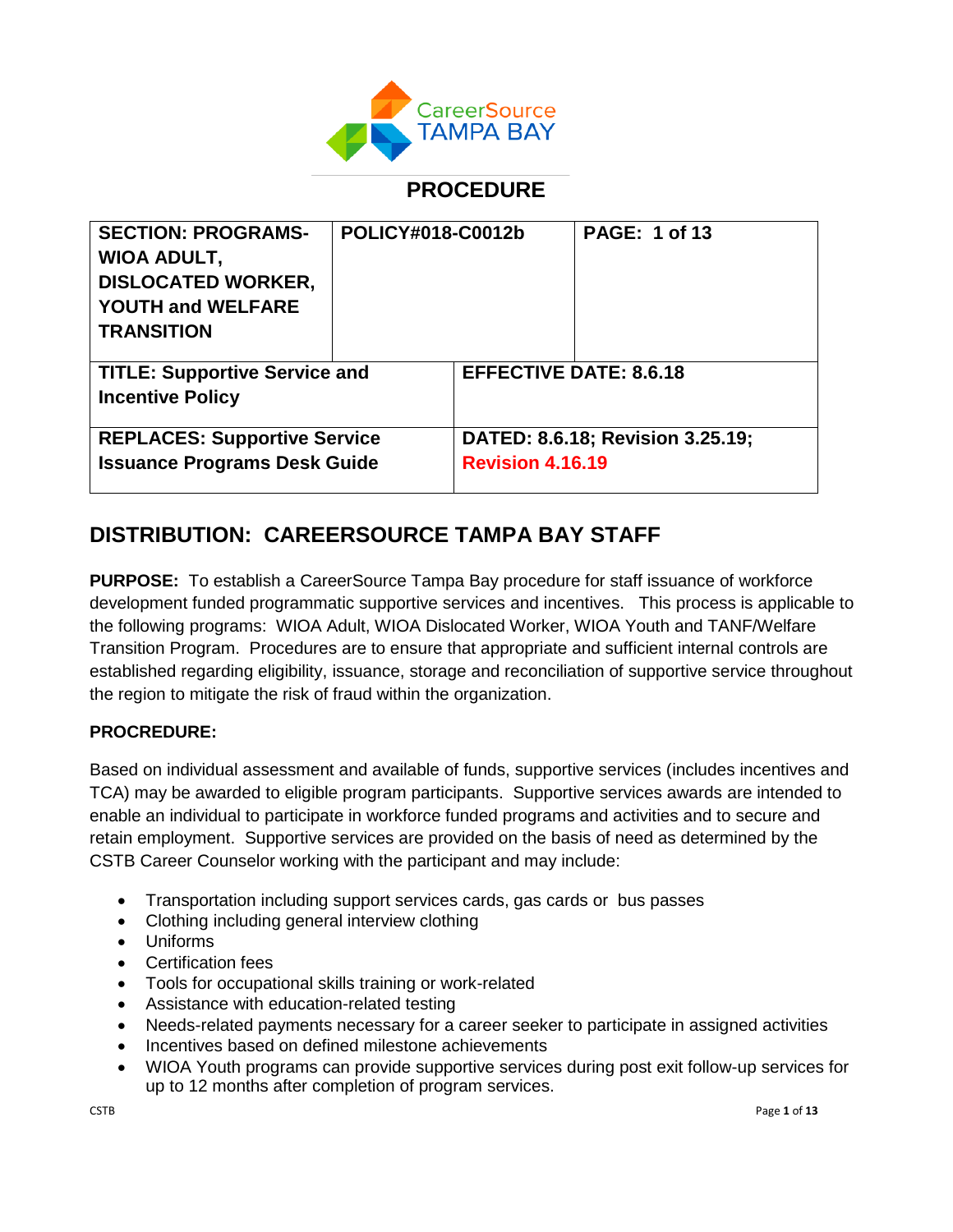CareerSource TAMPA BAY

# PROCEDURE

| SECTION: PROGRAMS-WIOA ADULT, DISLOCATED WORKER, YOUTH and WELFARE TRANSITION | POLICY#018-C0012b | PAGE: 1 of 13 |
|---|---|---|
| **TITLE: Supportive Service and Incentive Policy** | **EFFECTIVE DATE: 8.6.18** | |
| **REPLACES: Supportive Service Issuance Programs Desk Guide** | **DATED: 8.6.18; Revision 3.25.19; Revision 4.16.19** | |

## DISTRIBUTION: CAREERSOURCE TAMPA BAY STAFF

**PURPOSE:** To establish a CareerSource Tampa Bay procedure for staff issuance of workforce development funded programmatic supportive services and incentives. This process is applicable to the following programs: WIOA Adult, WIOA Dislocated Worker, WIOA Youth and TANF/Welfare Transition Program. Procedures are to ensure that appropriate and sufficient internal controls are established regarding eligibility, issuance, storage and reconciliation of supportive service throughout the region to mitigate the risk of fraud within the organization.

**PROCEDURE:**

Based on individual assessment and available of funds, supportive services (includes incentives and TCA) may be awarded to eligible program participants. Supportive services awards are intended to enable an individual to participate in workforce funded programs and activities and to secure and retain employment. Supportive services are provided on the basis of need as determined by the CSTB Career Counselor working with the participant and may include:

- Transportation including support services cards, gas cards or bus passes
- Clothing including general interview clothing
- Uniforms
- Certification fees
- Tools for occupational skills training or work-related
- Assistance with education-related testing
- Needs-related payments necessary for a career seeker to participate in assigned activities
- Incentives based on defined milestone achievements
- WIOA Youth programs can provide supportive services during post exit follow-up services for up to 12 months after completion of program services.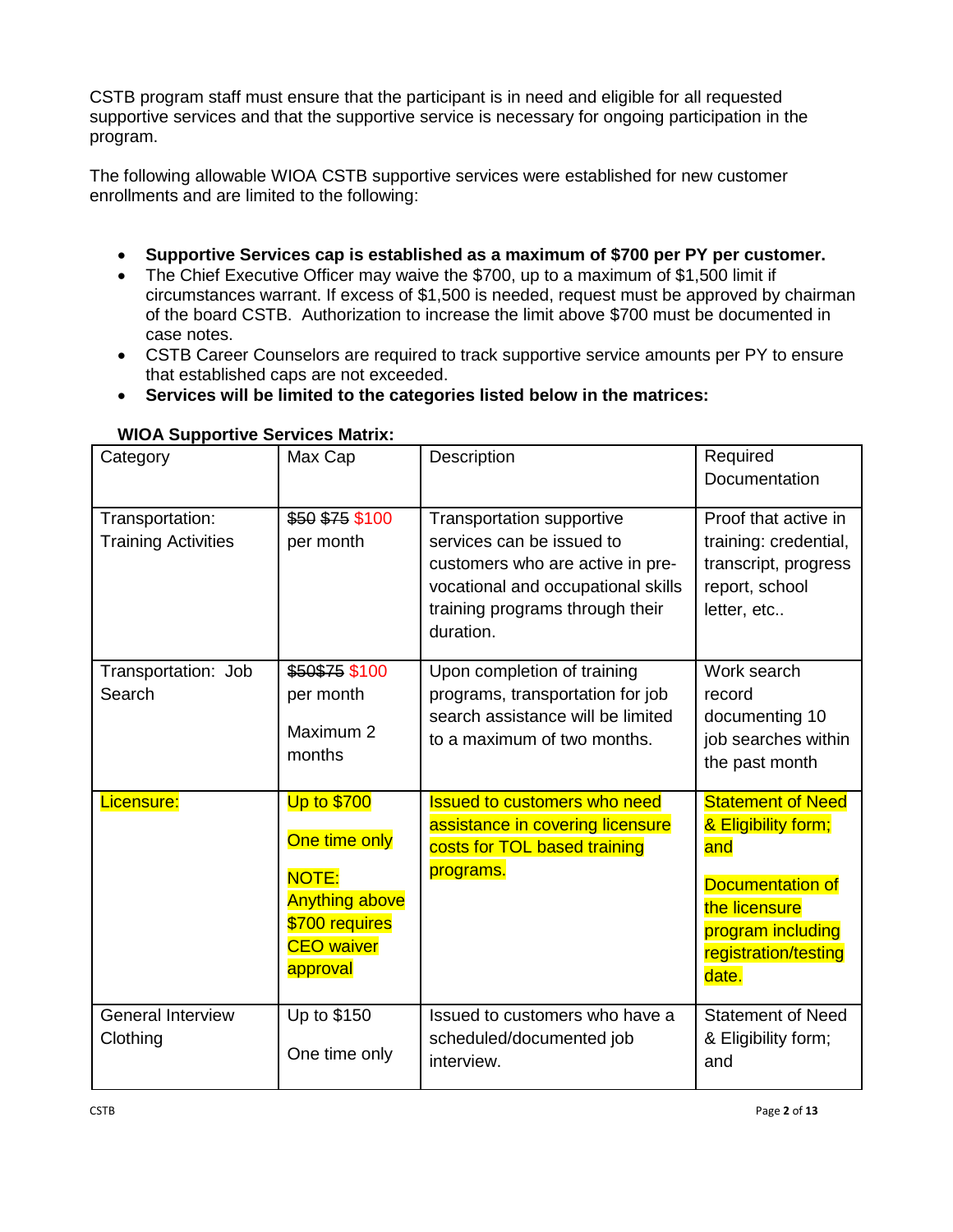CSTB program staff must ensure that the participant is in need and eligible for all requested supportive services and that the supportive service is necessary for ongoing participation in the program.

The following allowable WIOA CSTB supportive services were established for new customer enrollments and are limited to the following:

- **Supportive Services cap is established as a maximum of $700 per PY per customer.**
- The Chief Executive Officer may waive the $700, up to a maximum of $1,500 limit if circumstances warrant. If excess of $1,500 is needed, request must be approved by chairman of the board CSTB. Authorization to increase the limit above $700 must be documented in case notes.
- CSTB Career Counselors are required to track supportive service amounts per PY to ensure that established caps are not exceeded.
- **Services will be limited to the categories listed below in the matrices:**

**WIOA Supportive Services Matrix:**

| Category | Max Cap | Description | Required Documentation |
|---|---|---|---|
| Transportation: Training Activities | ~~$50~~ ~~$75~~ $100 per month | Transportation supportive services can be issued to customers who are active in pre-vocational and occupational skills training programs through their duration. | Proof that active in training: credential, transcript, progress report, school letter, etc.. |
| Transportation: Job Search | ~~$50$75~~ $100 per month<br>Maximum 2 months | Upon completion of training programs, transportation for job search assistance will be limited to a maximum of two months. | Work search record documenting 10 job searches within the past month |
| Licensure: | Up to $700<br>One time only<br>NOTE: Anything above $700 requires CEO waiver approval | Issued to customers who need assistance in covering licensure costs for TOL based training programs. | Statement of Need & Eligibility form; and<br>Documentation of the licensure program including registration/testing date. |
| General Interview Clothing | Up to $150<br>One time only | Issued to customers who have a scheduled/documented job interview. | Statement of Need & Eligibility form; and |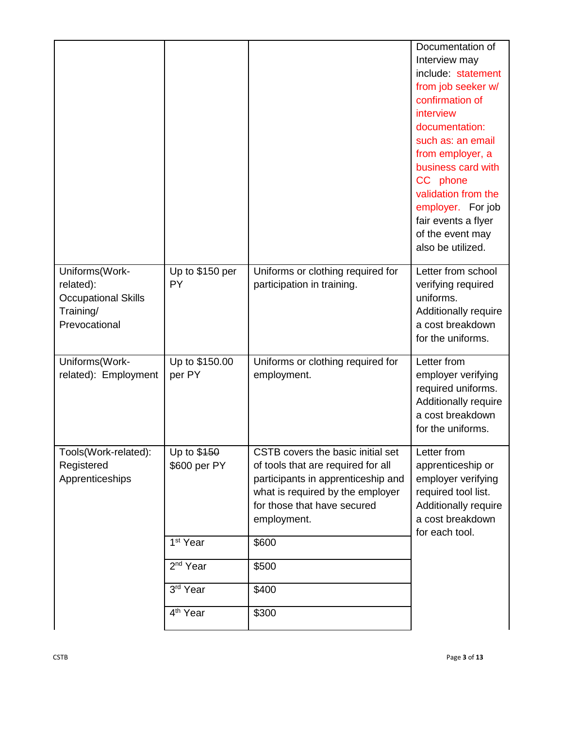| | | | |
|---|---|---|---|
| | | | Documentation of Interview may include: statement from job seeker w/ confirmation of interview documentation: such as: an email from employer, a business card with CC phone validation from the employer. For job fair events a flyer of the event may also be utilized. |
| Uniforms(Work-related): Occupational Skills Training/ Prevocational | Up to $150 per PY | Uniforms or clothing required for participation in training. | Letter from school verifying required uniforms. Additionally require a cost breakdown for the uniforms. |
| Uniforms(Work-related): Employment | Up to $150.00 per PY | Uniforms or clothing required for employment. | Letter from employer verifying required uniforms. Additionally require a cost breakdown for the uniforms. |
| Tools(Work-related): Registered Apprenticeships | Up to ~~$150~~ $600 per PY | CSTB covers the basic initial set of tools that are required for all participants in apprenticeship and what is required by the employer for those that have secured employment. | Letter from apprenticeship or employer verifying required tool list. Additionally require a cost breakdown for each tool. |
| | 1st Year | $600 | |
| | 2nd Year | $500 | |
| | 3rd Year | $400 | |
| | 4th Year | $300 | |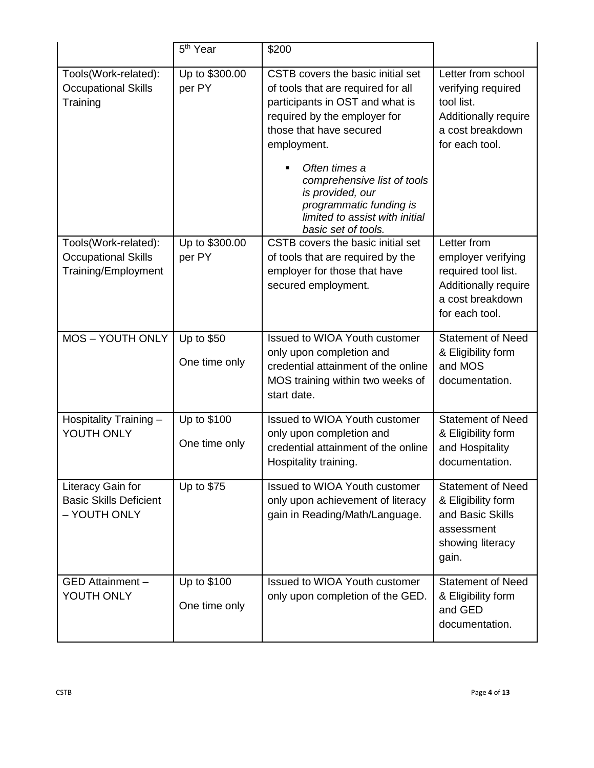| | | | |
|---|---|---|---|
| | 5th Year | $200 | |
| Tools(Work-related): Occupational Skills Training | Up to $300.00 per PY | CSTB covers the basic initial set of tools that are required for all participants in OST and what is required by the employer for those that have secured employment.<br><br>▪ *Often times a comprehensive list of tools is provided, our programmatic funding is limited to assist with initial basic set of tools.* | Letter from school verifying required tool list. Additionally require a cost breakdown for each tool. |
| Tools(Work-related): Occupational Skills Training/Employment | Up to $300.00 per PY | CSTB covers the basic initial set of tools that are required by the employer for those that have secured employment. | Letter from employer verifying required tool list. Additionally require a cost breakdown for each tool. |
| MOS – YOUTH ONLY | Up to $50<br><br>One time only | Issued to WIOA Youth customer only upon completion and credential attainment of the online MOS training within two weeks of start date. | Statement of Need & Eligibility form and MOS documentation. |
| Hospitality Training – YOUTH ONLY | Up to $100<br><br>One time only | Issued to WIOA Youth customer only upon completion and credential attainment of the online Hospitality training. | Statement of Need & Eligibility form and Hospitality documentation. |
| Literacy Gain for Basic Skills Deficient – YOUTH ONLY | Up to $75 | Issued to WIOA Youth customer only upon achievement of literacy gain in Reading/Math/Language. | Statement of Need & Eligibility form and Basic Skills assessment showing literacy gain. |
| GED Attainment – YOUTH ONLY | Up to $100<br><br>One time only | Issued to WIOA Youth customer only upon completion of the GED. | Statement of Need & Eligibility form and GED documentation. |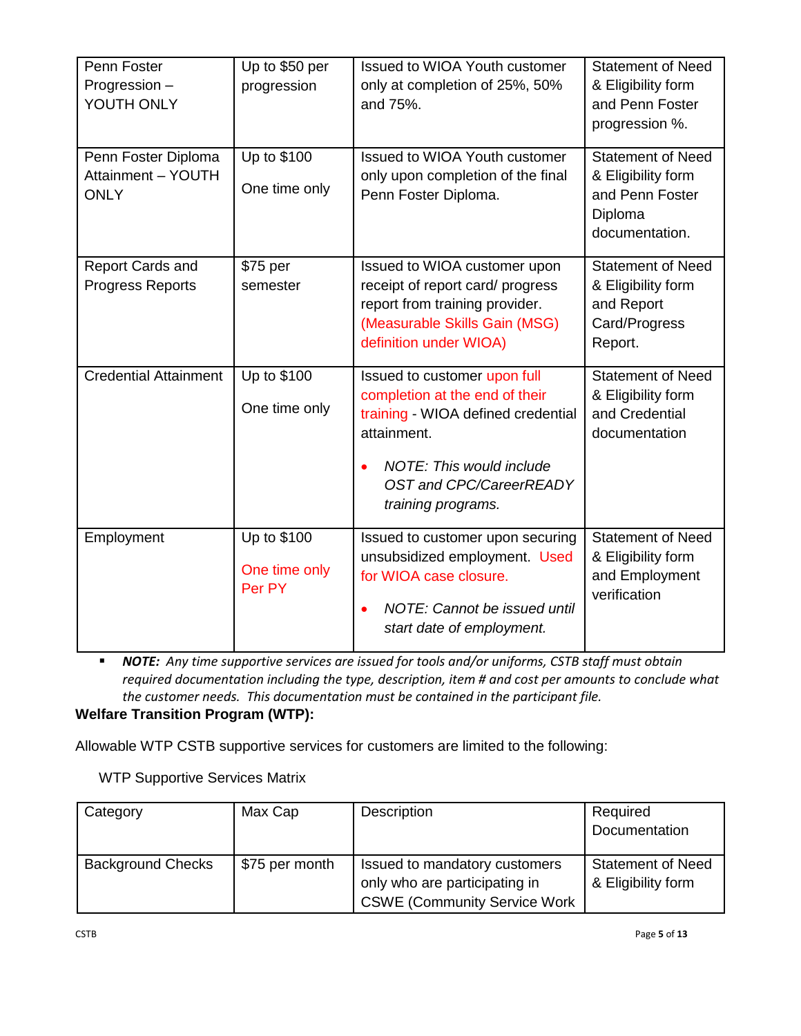| Penn Foster Progression – YOUTH ONLY | Up to $50 per progression | Issued to WIOA Youth customer only at completion of 25%, 50% and 75%. | Statement of Need & Eligibility form and Penn Foster progression %. |
|---|---|---|---|
| Penn Foster Diploma Attainment – YOUTH ONLY | Up to $100<br><br>One time only | Issued to WIOA Youth customer only upon completion of the final Penn Foster Diploma. | Statement of Need & Eligibility form and Penn Foster Diploma documentation. |
| Report Cards and Progress Reports | $75 per semester | Issued to WIOA customer upon receipt of report card/ progress report from training provider. (Measurable Skills Gain (MSG) definition under WIOA) | Statement of Need & Eligibility form and Report Card/Progress Report. |
| Credential Attainment | Up to $100<br><br>One time only | Issued to customer upon full completion at the end of their training - WIOA defined credential attainment.<br><br>• *NOTE: This would include OST and CPC/CareerREADY training programs.* | Statement of Need & Eligibility form and Credential documentation |
| Employment | Up to $100<br><br>One time only Per PY | Issued to customer upon securing unsubsidized employment. Used for WIOA case closure.<br><br>• *NOTE: Cannot be issued until start date of employment.* | Statement of Need & Eligibility form and Employment verification |

- ***NOTE:*** *Any time supportive services are issued for tools and/or uniforms, CSTB staff must obtain required documentation including the type, description, item # and cost per amounts to conclude what the customer needs. This documentation must be contained in the participant file.*

**Welfare Transition Program (WTP):**

Allowable WTP CSTB supportive services for customers are limited to the following:

WTP Supportive Services Matrix

| Category | Max Cap | Description | Required Documentation |
|---|---|---|---|
| Background Checks | $75 per month | Issued to mandatory customers only who are participating in CSWE (Community Service Work | Statement of Need & Eligibility form |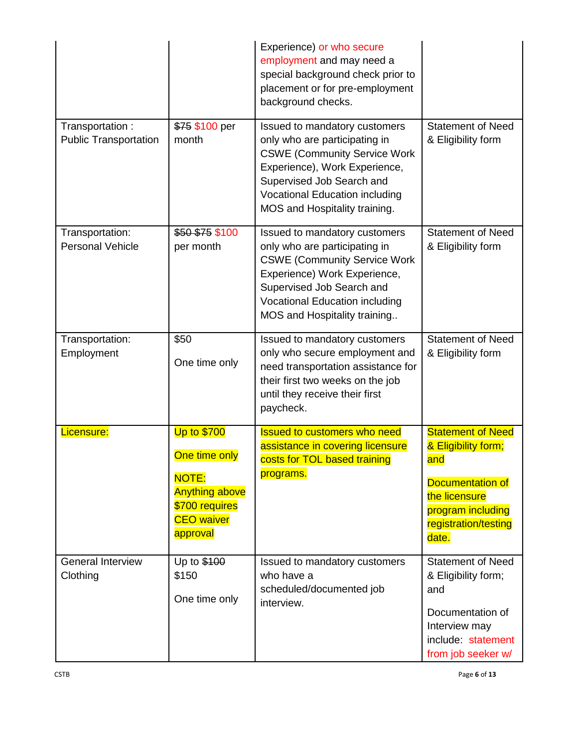| | | | |
|---|---|---|---|
| | | Experience) or who secure employment and may need a special background check prior to placement or for pre-employment background checks. | |
| Transportation : Public Transportation | ~~$75~~ $100 per month | Issued to mandatory customers only who are participating in CSWE (Community Service Work Experience), Work Experience, Supervised Job Search and Vocational Education including MOS and Hospitality training. | Statement of Need & Eligibility form |
| Transportation: Personal Vehicle | ~~$50~~ ~~$75~~ $100 per month | Issued to mandatory customers only who are participating in CSWE (Community Service Work Experience) Work Experience, Supervised Job Search and Vocational Education including MOS and Hospitality training.. | Statement of Need & Eligibility form |
| Transportation: Employment | $50<br><br>One time only | Issued to mandatory customers only who secure employment and need transportation assistance for their first two weeks on the job until they receive their first paycheck. | Statement of Need & Eligibility form |
| Licensure: | Up to $700<br><br>One time only<br><br>NOTE: Anything above $700 requires CEO waiver approval | Issued to customers who need assistance in covering licensure costs for TOL based training programs. | Statement of Need & Eligibility form; and<br><br>Documentation of the licensure program including registration/testing date. |
| General Interview Clothing | Up to ~~$100~~ $150<br><br>One time only | Issued to mandatory customers who have a scheduled/documented job interview. | Statement of Need & Eligibility form; and<br><br>Documentation of Interview may include: statement from job seeker w/ |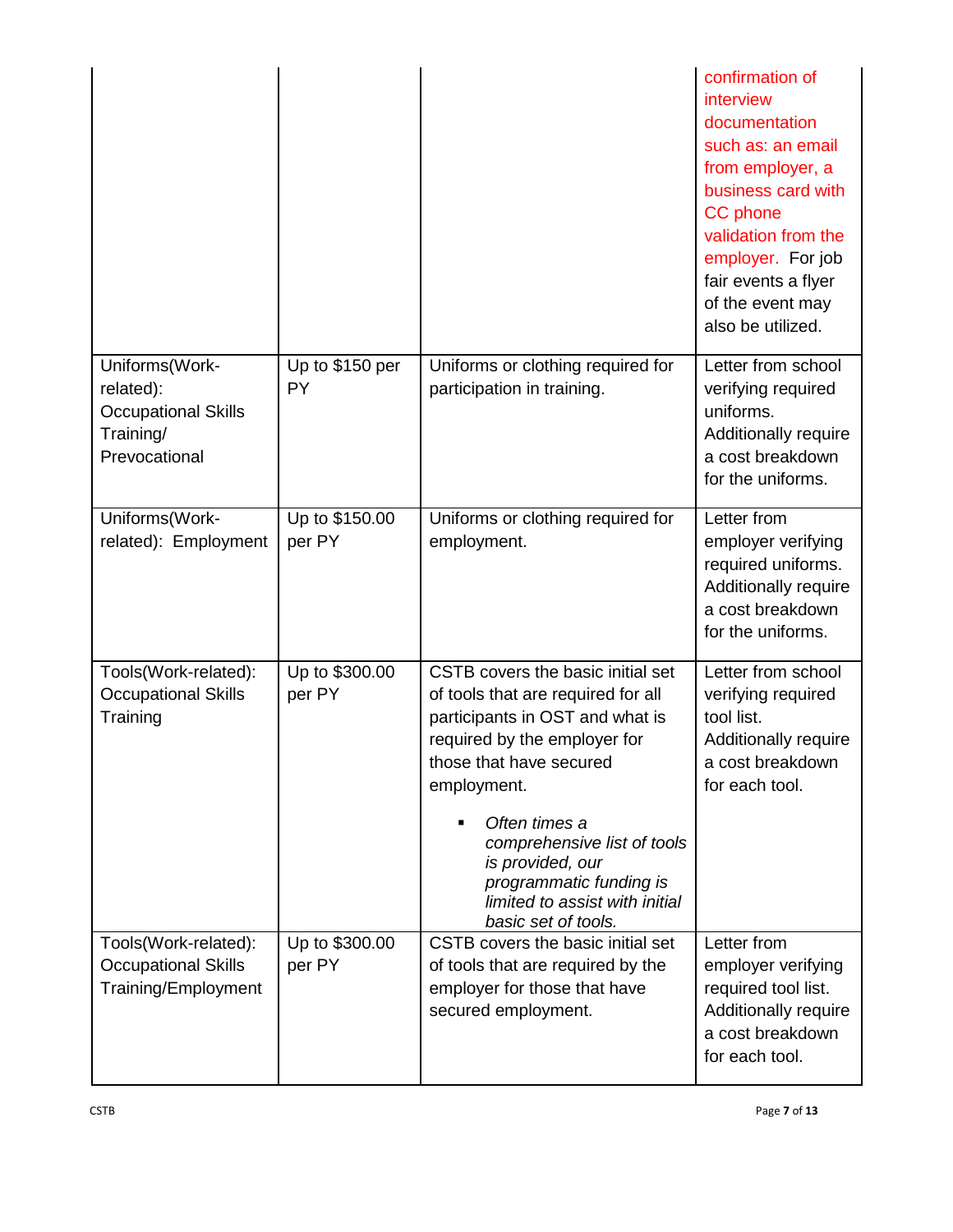| | | | |
|---|---|---|---|
| | | | confirmation of interview documentation such as: an email from employer, a business card with CC phone validation from the employer. For job fair events a flyer of the event may also be utilized. |
| Uniforms(Work-related): Occupational Skills Training/ Prevocational | Up to $150 per PY | Uniforms or clothing required for participation in training. | Letter from school verifying required uniforms. Additionally require a cost breakdown for the uniforms. |
| Uniforms(Work-related): Employment | Up to $150.00 per PY | Uniforms or clothing required for employment. | Letter from employer verifying required uniforms. Additionally require a cost breakdown for the uniforms. |
| Tools(Work-related): Occupational Skills Training | Up to $300.00 per PY | CSTB covers the basic initial set of tools that are required for all participants in OST and what is required by the employer for those that have secured employment. <br>▪ *Often times a comprehensive list of tools is provided, our programmatic funding is limited to assist with initial basic set of tools.* | Letter from school verifying required tool list. Additionally require a cost breakdown for each tool. |
| Tools(Work-related): Occupational Skills Training/Employment | Up to $300.00 per PY | CSTB covers the basic initial set of tools that are required by the employer for those that have secured employment. | Letter from employer verifying required tool list. Additionally require a cost breakdown for each tool. |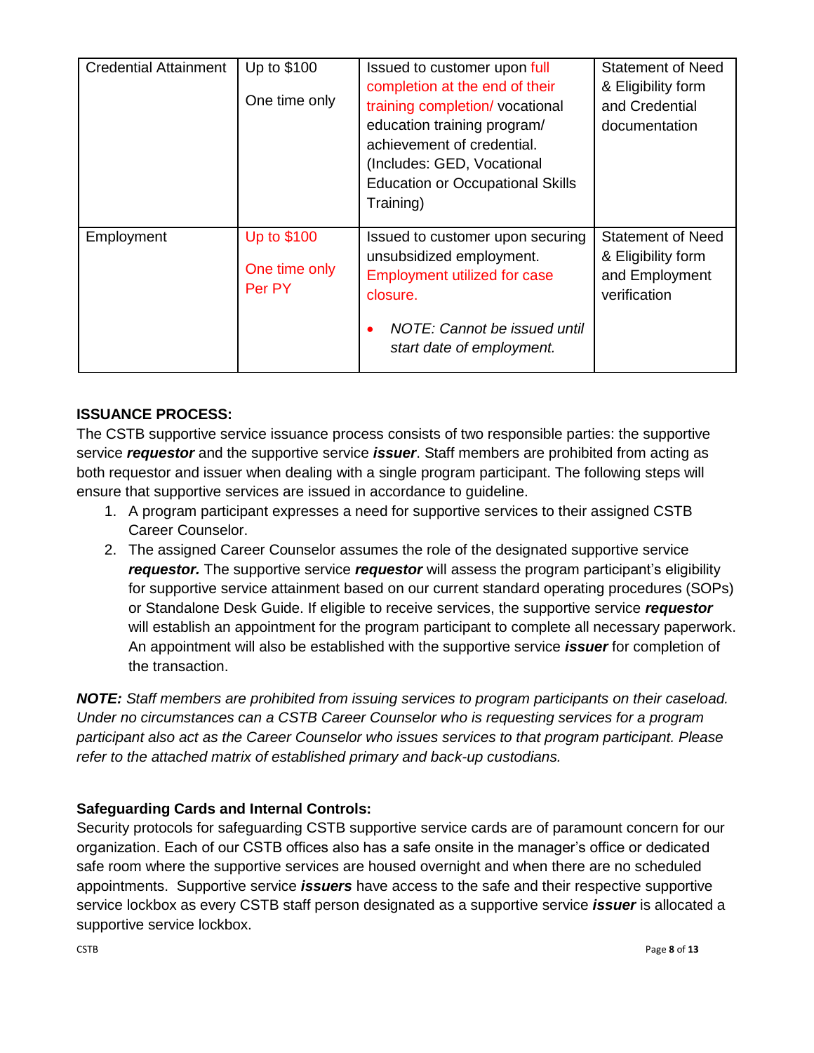| Credential Attainment | Up to $100<br><br>One time only | Issued to customer upon full completion at the end of their training completion/ vocational education training program/ achievement of credential. (Includes: GED, Vocational Education or Occupational Skills Training) | Statement of Need & Eligibility form and Credential documentation |
|---|---|---|---|
| Employment | Up to $100<br><br>One time only Per PY | Issued to customer upon securing unsubsidized employment. Employment utilized for case closure.<br><br>• *NOTE: Cannot be issued until start date of employment.* | Statement of Need & Eligibility form and Employment verification |

**ISSUANCE PROCESS:**

The CSTB supportive service issuance process consists of two responsible parties: the supportive service ***requestor*** and the supportive service ***issuer***. Staff members are prohibited from acting as both requestor and issuer when dealing with a single program participant. The following steps will ensure that supportive services are issued in accordance to guideline.

1. A program participant expresses a need for supportive services to their assigned CSTB Career Counselor.
2. The assigned Career Counselor assumes the role of the designated supportive service ***requestor.*** The supportive service ***requestor*** will assess the program participant's eligibility for supportive service attainment based on our current standard operating procedures (SOPs) or Standalone Desk Guide. If eligible to receive services, the supportive service ***requestor*** will establish an appointment for the program participant to complete all necessary paperwork. An appointment will also be established with the supportive service ***issuer*** for completion of the transaction.

***NOTE:*** *Staff members are prohibited from issuing services to program participants on their caseload. Under no circumstances can a CSTB Career Counselor who is requesting services for a program participant also act as the Career Counselor who issues services to that program participant. Please refer to the attached matrix of established primary and back-up custodians.*

**Safeguarding Cards and Internal Controls:**

Security protocols for safeguarding CSTB supportive service cards are of paramount concern for our organization. Each of our CSTB offices also has a safe onsite in the manager's office or dedicated safe room where the supportive services are housed overnight and when there are no scheduled appointments. Supportive service ***issuers*** have access to the safe and their respective supportive service lockbox as every CSTB staff person designated as a supportive service ***issuer*** is allocated a supportive service lockbox.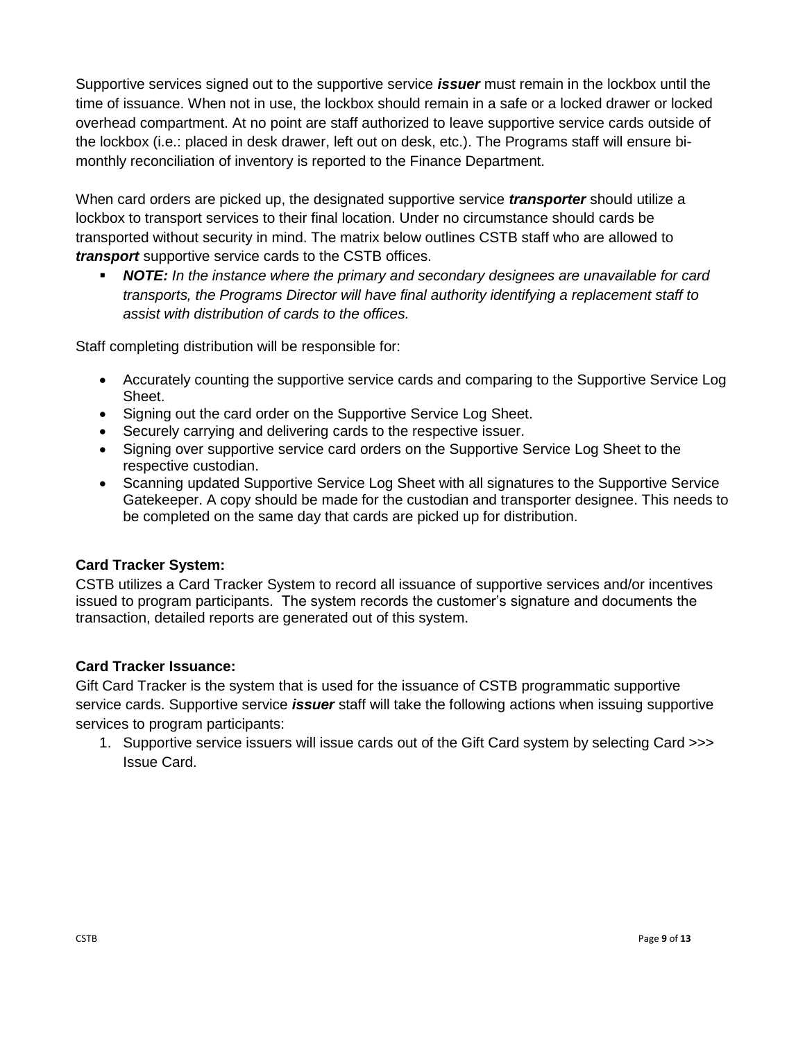Supportive services signed out to the supportive service ***issuer*** must remain in the lockbox until the time of issuance. When not in use, the lockbox should remain in a safe or a locked drawer or locked overhead compartment. At no point are staff authorized to leave supportive service cards outside of the lockbox (i.e.: placed in desk drawer, left out on desk, etc.). The Programs staff will ensure bi-monthly reconciliation of inventory is reported to the Finance Department.

When card orders are picked up, the designated supportive service ***transporter*** should utilize a lockbox to transport services to their final location. Under no circumstance should cards be transported without security in mind. The matrix below outlines CSTB staff who are allowed to ***transport*** supportive service cards to the CSTB offices.

- ***NOTE:*** *In the instance where the primary and secondary designees are unavailable for card transports, the Programs Director will have final authority identifying a replacement staff to assist with distribution of cards to the offices.*

Staff completing distribution will be responsible for:

- Accurately counting the supportive service cards and comparing to the Supportive Service Log Sheet.
- Signing out the card order on the Supportive Service Log Sheet.
- Securely carrying and delivering cards to the respective issuer.
- Signing over supportive service card orders on the Supportive Service Log Sheet to the respective custodian.
- Scanning updated Supportive Service Log Sheet with all signatures to the Supportive Service Gatekeeper. A copy should be made for the custodian and transporter designee. This needs to be completed on the same day that cards are picked up for distribution.

**Card Tracker System:**

CSTB utilizes a Card Tracker System to record all issuance of supportive services and/or incentives issued to program participants. The system records the customer's signature and documents the transaction, detailed reports are generated out of this system.

**Card Tracker Issuance:**

Gift Card Tracker is the system that is used for the issuance of CSTB programmatic supportive service cards. Supportive service ***issuer*** staff will take the following actions when issuing supportive services to program participants:

1. Supportive service issuers will issue cards out of the Gift Card system by selecting Card >>> Issue Card.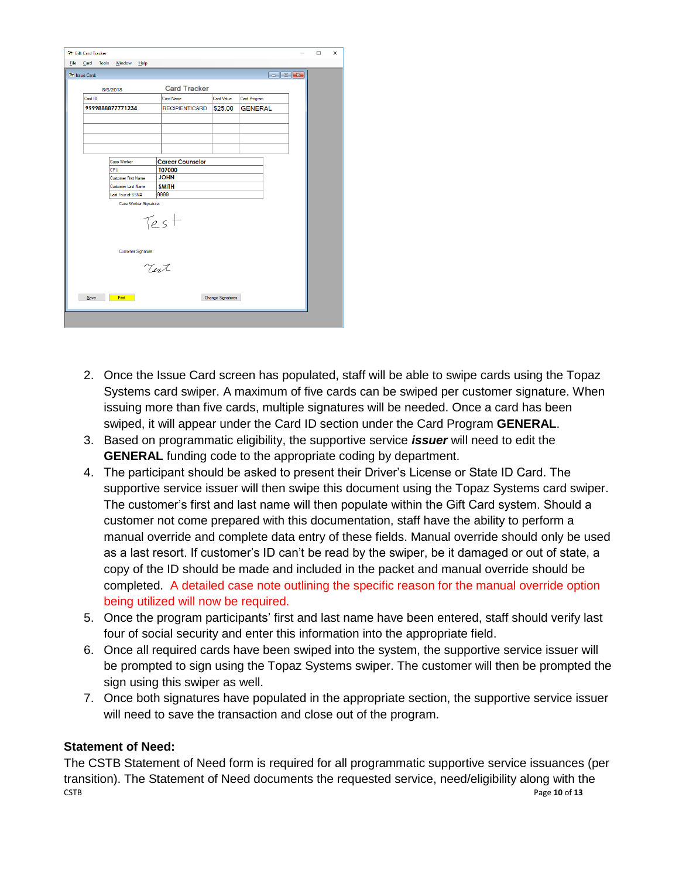2. Once the Issue Card screen has populated, staff will be able to swipe cards using the Topaz Systems card swiper. A maximum of five cards can be swiped per customer signature. When issuing more than five cards, multiple signatures will be needed. Once a card has been swiped, it will appear under the Card ID section under the Card Program **GENERAL**.
3. Based on programmatic eligibility, the supportive service ***issuer*** will need to edit the **GENERAL** funding code to the appropriate coding by department.
4. The participant should be asked to present their Driver's License or State ID Card. The supportive service issuer will then swipe this document using the Topaz Systems card swiper. The customer's first and last name will then populate within the Gift Card system. Should a customer not come prepared with this documentation, staff have the ability to perform a manual override and complete data entry of these fields. Manual override should only be used as a last resort. If customer's ID can't be read by the swiper, be it damaged or out of state, a copy of the ID should be made and included in the packet and manual override should be completed. A detailed case note outlining the specific reason for the manual override option being utilized will now be required.
5. Once the program participants' first and last name have been entered, staff should verify last four of social security and enter this information into the appropriate field.
6. Once all required cards have been swiped into the system, the supportive service issuer will be prompted to sign using the Topaz Systems swiper. The customer will then be prompted the sign using this swiper as well.
7. Once both signatures have populated in the appropriate section, the supportive service issuer will need to save the transaction and close out of the program.

**Statement of Need:**

The CSTB Statement of Need form is required for all programmatic supportive service issuances (per transition). The Statement of Need documents the requested service, need/eligibility along with the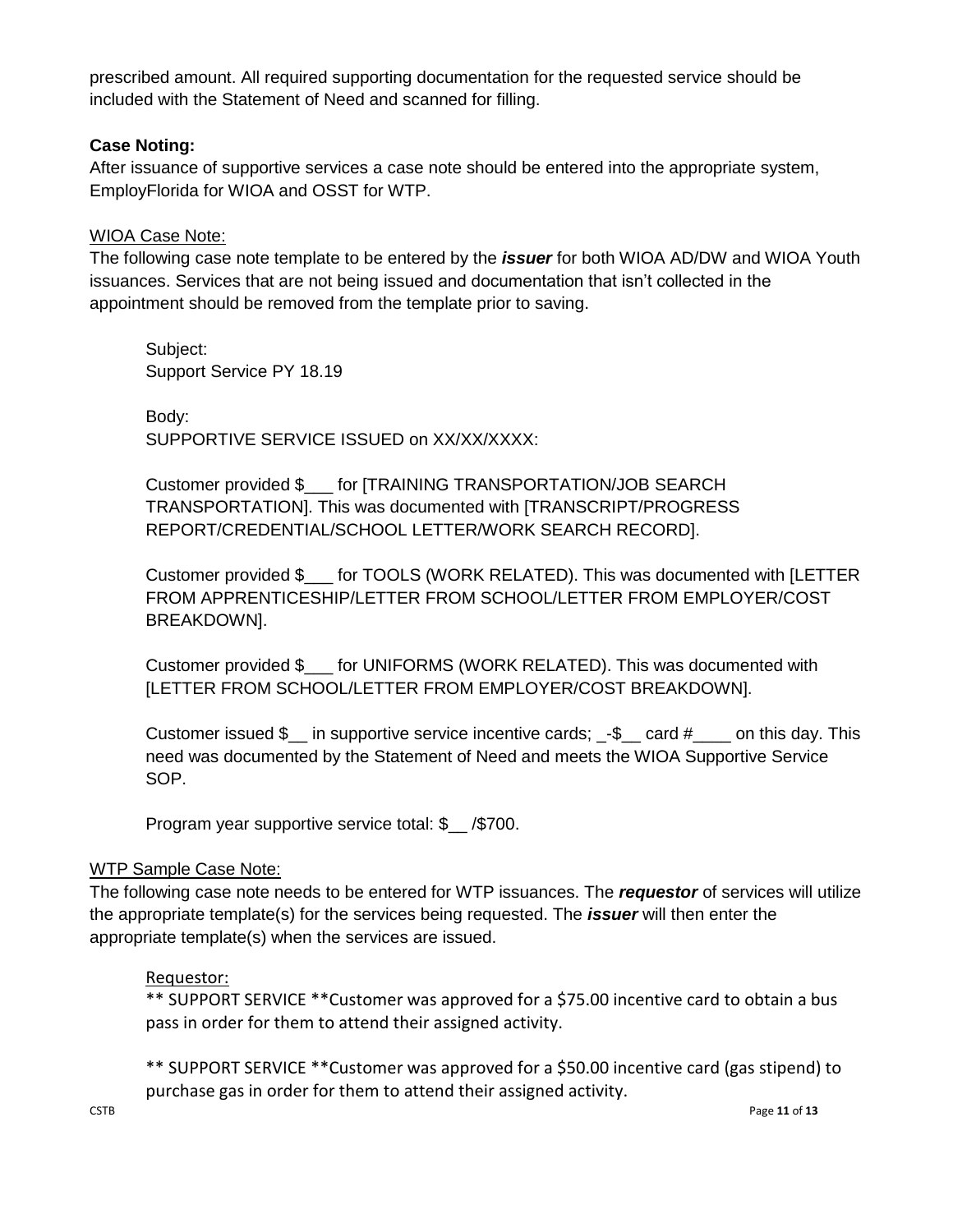prescribed amount. All required supporting documentation for the requested service should be included with the Statement of Need and scanned for filling.

**Case Noting:**

After issuance of supportive services a case note should be entered into the appropriate system, EmployFlorida for WIOA and OSST for WTP.

WIOA Case Note:

The following case note template to be entered by the ***issuer*** for both WIOA AD/DW and WIOA Youth issuances. Services that are not being issued and documentation that isn't collected in the appointment should be removed from the template prior to saving.

> Subject:
> Support Service PY 18.19
>
> Body:
> SUPPORTIVE SERVICE ISSUED on XX/XX/XXXX:
>
> Customer provided $___ for [TRAINING TRANSPORTATION/JOB SEARCH TRANSPORTATION]. This was documented with [TRANSCRIPT/PROGRESS REPORT/CREDENTIAL/SCHOOL LETTER/WORK SEARCH RECORD].
>
> Customer provided $___ for TOOLS (WORK RELATED). This was documented with [LETTER FROM APPRENTICESHIP/LETTER FROM SCHOOL/LETTER FROM EMPLOYER/COST BREAKDOWN].
>
> Customer provided $___ for UNIFORMS (WORK RELATED). This was documented with [LETTER FROM SCHOOL/LETTER FROM EMPLOYER/COST BREAKDOWN].
>
> Customer issued $__ in supportive service incentive cards; _-$__ card #____ on this day. This need was documented by the Statement of Need and meets the WIOA Supportive Service SOP.
>
> Program year supportive service total: $__ /$700.

WTP Sample Case Note:

The following case note needs to be entered for WTP issuances. The ***requestor*** of services will utilize the appropriate template(s) for the services being requested. The ***issuer*** will then enter the appropriate template(s) when the services are issued.

> Requestor:
>
> ** SUPPORT SERVICE **Customer was approved for a $75.00 incentive card to obtain a bus pass in order for them to attend their assigned activity.
>
> ** SUPPORT SERVICE **Customer was approved for a $50.00 incentive card (gas stipend) to purchase gas in order for them to attend their assigned activity.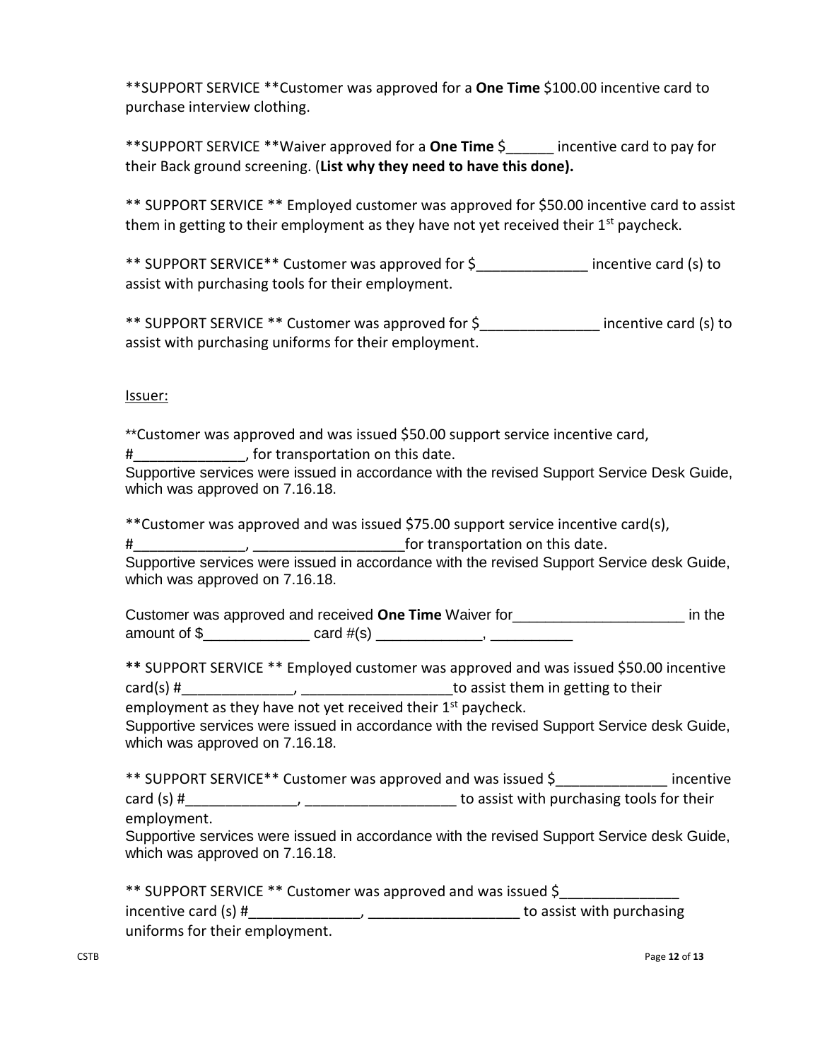**SUPPORT SERVICE **Customer was approved for a **One Time** $100.00 incentive card to purchase interview clothing.

**SUPPORT SERVICE **Waiver approved for a **One Time** $______ incentive card to pay for their Back ground screening. (**List why they need to have this done).**

** SUPPORT SERVICE ** Employed customer was approved for $50.00 incentive card to assist them in getting to their employment as they have not yet received their 1st paycheck.

** SUPPORT SERVICE** Customer was approved for $______________ incentive card (s) to assist with purchasing tools for their employment.

** SUPPORT SERVICE ** Customer was approved for $_______________ incentive card (s) to assist with purchasing uniforms for their employment.

Issuer:

**Customer was approved and was issued $50.00 support service incentive card, #______________, for transportation on this date.
Supportive services were issued in accordance with the revised Support Service Desk Guide, which was approved on 7.16.18.

**Customer was approved and was issued $75.00 support service incentive card(s), #______________, ___________________for transportation on this date.
Supportive services were issued in accordance with the revised Support Service desk Guide, which was approved on 7.16.18.

Customer was approved and received **One Time** Waiver for_____________________ in the amount of $_____________ card #(s) _____________, __________

**\*\*** SUPPORT SERVICE ** Employed customer was approved and was issued $50.00 incentive card(s) #______________, ___________________to assist them in getting to their employment as they have not yet received their 1st paycheck.
Supportive services were issued in accordance with the revised Support Service desk Guide, which was approved on 7.16.18.

** SUPPORT SERVICE** Customer was approved and was issued $______________ incentive card (s) #______________, ___________________ to assist with purchasing tools for their employment.
Supportive services were issued in accordance with the revised Support Service desk Guide, which was approved on 7.16.18.

** SUPPORT SERVICE ** Customer was approved and was issued $_______________ incentive card (s) #______________, ___________________ to assist with purchasing uniforms for their employment.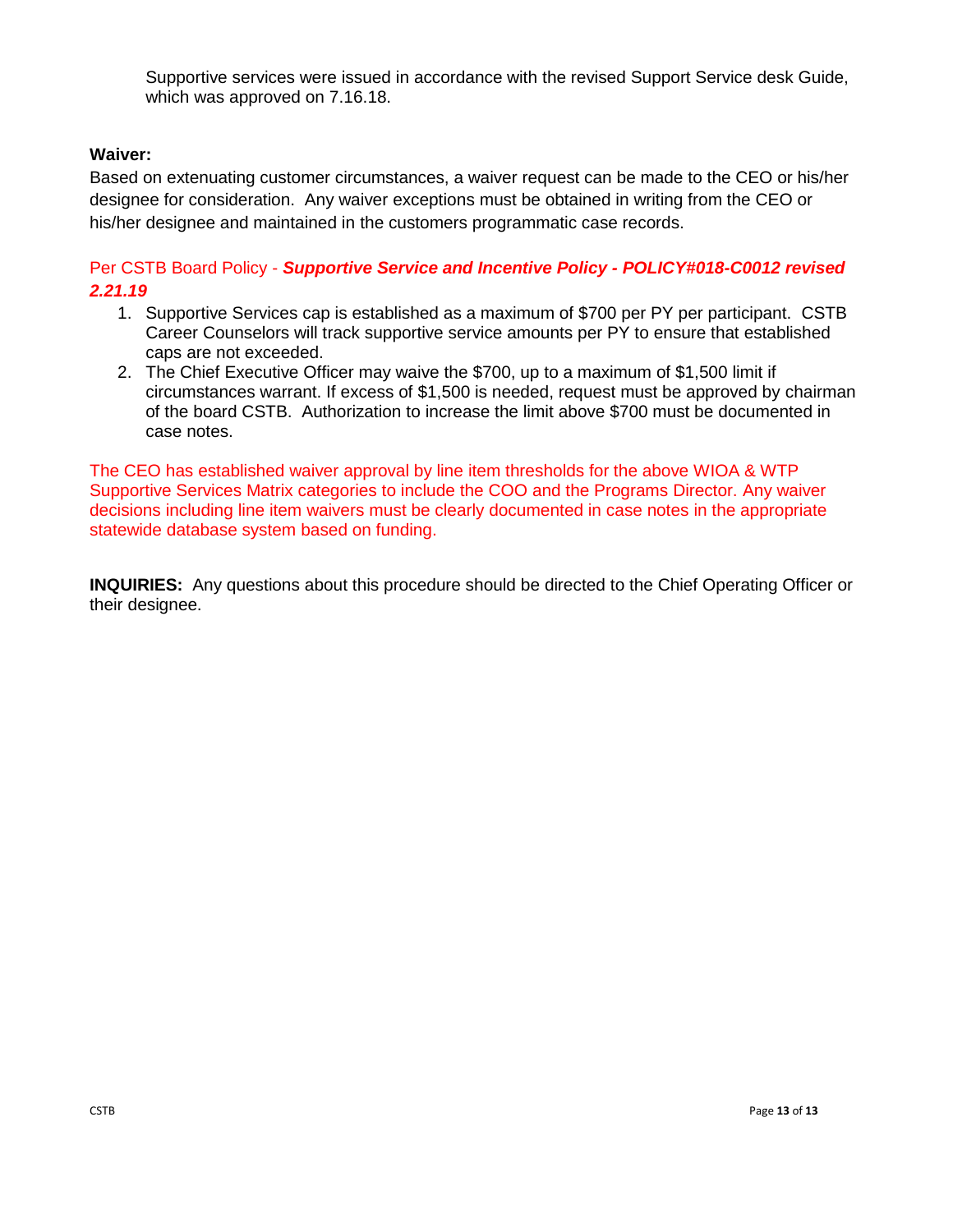Supportive services were issued in accordance with the revised Support Service desk Guide, which was approved on 7.16.18.

**Waiver:**

Based on extenuating customer circumstances, a waiver request can be made to the CEO or his/her designee for consideration. Any waiver exceptions must be obtained in writing from the CEO or his/her designee and maintained in the customers programmatic case records.

Per CSTB Board Policy - ***Supportive Service and Incentive Policy - POLICY#018-C0012 revised 2.21.19***

1. Supportive Services cap is established as a maximum of $700 per PY per participant. CSTB Career Counselors will track supportive service amounts per PY to ensure that established caps are not exceeded.
2. The Chief Executive Officer may waive the $700, up to a maximum of $1,500 limit if circumstances warrant. If excess of $1,500 is needed, request must be approved by chairman of the board CSTB. Authorization to increase the limit above $700 must be documented in case notes.

The CEO has established waiver approval by line item thresholds for the above WIOA & WTP Supportive Services Matrix categories to include the COO and the Programs Director. Any waiver decisions including line item waivers must be clearly documented in case notes in the appropriate statewide database system based on funding.

**INQUIRIES:** Any questions about this procedure should be directed to the Chief Operating Officer or their designee.